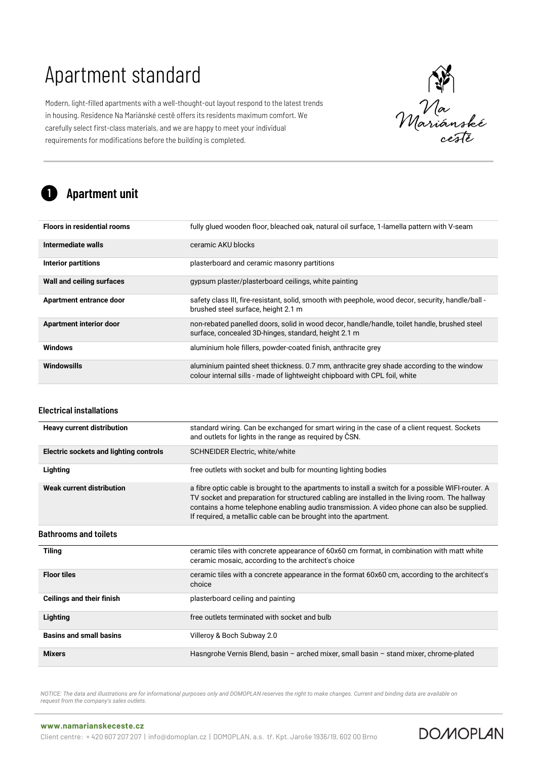# Apartment standard

Modern, light-filled apartments with a well-thought-out layout respond to the latest trends in housing. Residence Na Mariánské cestě offers its residents maximum comfort. We carefully select first-class materials, and we are happy to meet your individual requirements for modifications before the building is completed.

## 1 Apartment unit

| | |
|---|---|
| **Floors in residential rooms** | fully glued wooden floor, bleached oak, natural oil surface, 1-lamella pattern with V-seam |
| **Intermediate walls** | ceramic AKU blocks |
| **Interior partitions** | plasterboard and ceramic masonry partitions |
| **Wall and ceiling surfaces** | gypsum plaster/plasterboard ceilings, white painting |
| **Apartment entrance door** | safety class III, fire-resistant, solid, smooth with peephole, wood decor, security, handle/ball - brushed steel surface, height 2.1 m |
| **Apartment interior door** | non-rebated panelled doors, solid in wood decor, handle/handle, toilet handle, brushed steel surface, concealed 3D-hinges, standard, height 2.1 m |
| **Windows** | aluminium hole fillers, powder-coated finish, anthracite grey |
| **Windowsills** | aluminium painted sheet thickness. 0.7 mm, anthracite grey shade according to the window colour internal sills - made of lightweight chipboard with CPL foil, white |

### Electrical installations

| | |
|---|---|
| **Heavy current distribution** | standard wiring. Can be exchanged for smart wiring in the case of a client request. Sockets and outlets for lights in the range as required by ČSN. |
| **Electric sockets and lighting controls** | SCHNEIDER Electric, white/white |
| **Lighting** | free outlets with socket and bulb for mounting lighting bodies |
| **Weak current distribution** | a fibre optic cable is brought to the apartments to install a switch for a possible WIFI-router. A TV socket and preparation for structured cabling are installed in the living room. The hallway contains a home telephone enabling audio transmission. A video phone can also be supplied. If required, a metallic cable can be brought into the apartment. |

### Bathrooms and toilets

| | |
|---|---|
| **Tiling** | ceramic tiles with concrete appearance of 60x60 cm format, in combination with matt white ceramic mosaic, according to the architect's choice |
| **Floor tiles** | ceramic tiles with a concrete appearance in the format 60x60 cm, according to the architect's choice |
| **Ceilings and their finish** | plasterboard ceiling and painting |
| **Lighting** | free outlets terminated with socket and bulb |
| **Basins and small basins** | Villeroy & Boch Subway 2.0 |
| **Mixers** | Hasngrohe Vernis Blend, basin – arched mixer, small basin – stand mixer, chrome-plated |

*NOTICE: The data and illustrations are for informational purposes only and DOMOPLAN reserves the right to make changes. Current and binding data are available on request from the company's sales outlets.*

**www.namarianskeceste.cz**
Client centre: + 420 607 207 207 | info@domoplan.cz | DOMOPLAN, a.s. tř. Kpt. Jaroše 1936/19, 602 00 Brno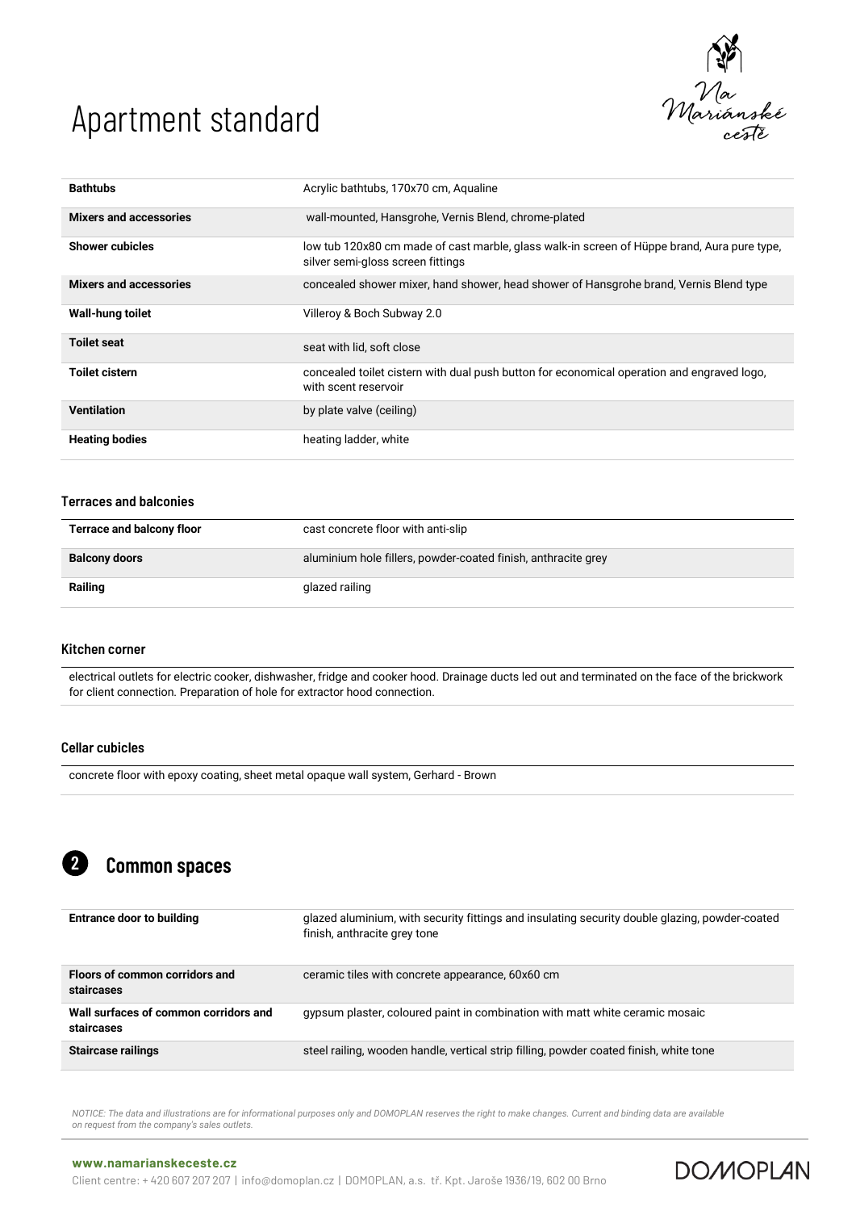# Apartment standard

| | |
|---|---|
| **Bathtubs** | Acrylic bathtubs, 170x70 cm, Aqualine |
| **Mixers and accessories** | wall-mounted, Hansgrohe, Vernis Blend, chrome-plated |
| **Shower cubicles** | low tub 120x80 cm made of cast marble, glass walk-in screen of Hüppe brand, Aura pure type, silver semi-gloss screen fittings |
| **Mixers and accessories** | concealed shower mixer, hand shower, head shower of Hansgrohe brand, Vernis Blend type |
| **Wall-hung toilet** | Villeroy & Boch Subway 2.0 |
| **Toilet seat** | seat with lid, soft close |
| **Toilet cistern** | concealed toilet cistern with dual push button for economical operation and engraved logo, with scent reservoir |
| **Ventilation** | by plate valve (ceiling) |
| **Heating bodies** | heating ladder, white |

### Terraces and balconies

| | |
|---|---|
| **Terrace and balcony floor** | cast concrete floor with anti-slip |
| **Balcony doors** | aluminium hole fillers, powder-coated finish, anthracite grey |
| **Railing** | glazed railing |

### Kitchen corner

electrical outlets for electric cooker, dishwasher, fridge and cooker hood. Drainage ducts led out and terminated on the face of the brickwork for client connection. Preparation of hole for extractor hood connection.

### Cellar cubicles

concrete floor with epoxy coating, sheet metal opaque wall system, Gerhard - Brown

## 2 Common spaces

| | |
|---|---|
| **Entrance door to building** | glazed aluminium, with security fittings and insulating security double glazing, powder-coated finish, anthracite grey tone |
| **Floors of common corridors and staircases** | ceramic tiles with concrete appearance, 60x60 cm |
| **Wall surfaces of common corridors and staircases** | gypsum plaster, coloured paint in combination with matt white ceramic mosaic |
| **Staircase railings** | steel railing, wooden handle, vertical strip filling, powder coated finish, white tone |

*NOTICE: The data and illustrations are for informational purposes only and DOMOPLAN reserves the right to make changes. Current and binding data are available on request from the company's sales outlets.*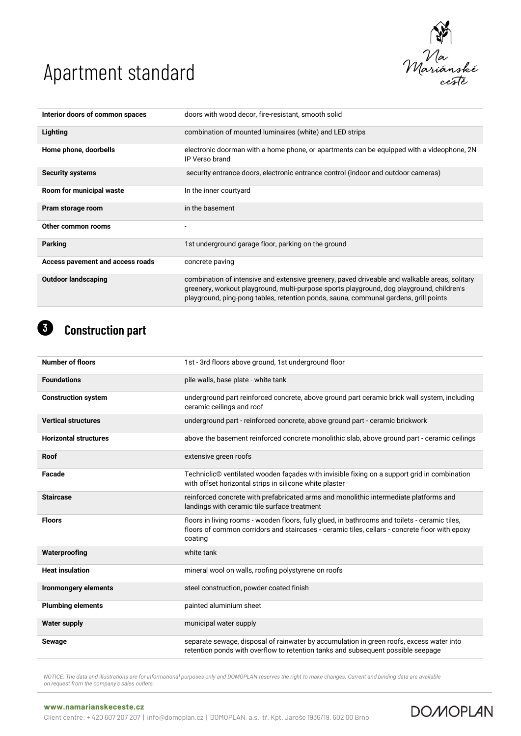# Apartment standard

| | |
|---|---|
| **Interior doors of common spaces** | doors with wood decor, fire-resistant, smooth solid |
| **Lighting** | combination of mounted luminaires (white) and LED strips |
| **Home phone, doorbells** | electronic doorman with a home phone, or apartments can be equipped with a videophone, 2N IP Verso brand |
| **Security systems** | security entrance doors, electronic entrance control (indoor and outdoor cameras) |
| **Room for municipal waste** | In the inner courtyard |
| **Pram storage room** | in the basement |
| **Other common rooms** | - |
| **Parking** | 1st underground garage floor, parking on the ground |
| **Access pavement and access roads** | concrete paving |
| **Outdoor landscaping** | combination of intensive and extensive greenery, paved driveable and walkable areas, solitary greenery, workout playground, multi-purpose sports playground, dog playground, children's playground, ping-pong tables, retention ponds, sauna, communal gardens, grill points |

## 3 Construction part

| | |
|---|---|
| **Number of floors** | 1st - 3rd floors above ground, 1st underground floor |
| **Foundations** | pile walls, base plate - white tank |
| **Construction system** | underground part reinforced concrete, above ground part ceramic brick wall system, including ceramic ceilings and roof |
| **Vertical structures** | underground part - reinforced concrete, above ground part - ceramic brickwork |
| **Horizontal structures** | above the basement reinforced concrete monolithic slab, above ground part - ceramic ceilings |
| **Roof** | extensive green roofs |
| **Facade** | Techniclic© ventilated wooden façades with invisible fixing on a support grid in combination with offset horizontal strips in silicone white plaster |
| **Staircase** | reinforced concrete with prefabricated arms and monolithic intermediate platforms and landings with ceramic tile surface treatment |
| **Floors** | floors in living rooms - wooden floors, fully glued, in bathrooms and toilets - ceramic tiles, floors of common corridors and staircases - ceramic tiles, cellars - concrete floor with epoxy coating |
| **Waterproofing** | white tank |
| **Heat insulation** | mineral wool on walls, roofing polystyrene on roofs |
| **Ironmongery elements** | steel construction, powder coated finish |
| **Plumbing elements** | painted aluminium sheet |
| **Water supply** | municipal water supply |
| **Sewage** | separate sewage, disposal of rainwater by accumulation in green roofs, excess water into retention ponds with overflow to retention tanks and subsequent possible seepage |

*NOTICE: The data and illustrations are for informational purposes only and DOMOPLAN reserves the right to make changes. Current and binding data are available on request from the company's sales outlets.*

**www.namarianskeceste.cz**

Client centre: + 420 607 207 207 | info@domoplan.cz | DOMOPLAN, a.s. tř. Kpt. Jaroše 1936/19, 602 00 Brno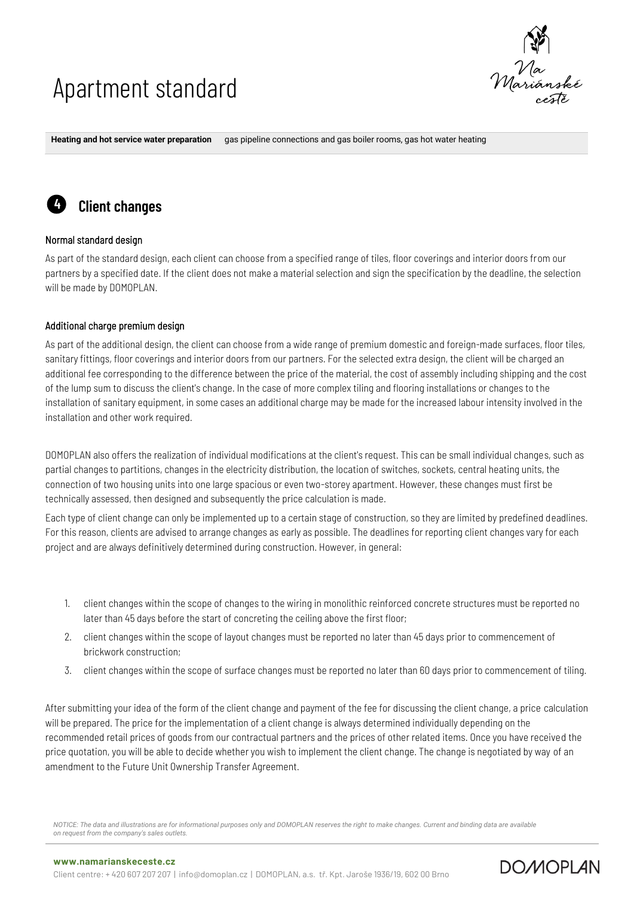# Apartment standard

| | |
|---|---|
| **Heating and hot service water preparation** | gas pipeline connections and gas boiler rooms, gas hot water heating |

## 4 Client changes

### Normal standard design

As part of the standard design, each client can choose from a specified range of tiles, floor coverings and interior doors from our partners by a specified date. If the client does not make a material selection and sign the specification by the deadline, the selection will be made by DOMOPLAN.

### Additional charge premium design

As part of the additional design, the client can choose from a wide range of premium domestic and foreign-made surfaces, floor tiles, sanitary fittings, floor coverings and interior doors from our partners. For the selected extra design, the client will be charged an additional fee corresponding to the difference between the price of the material, the cost of assembly including shipping and the cost of the lump sum to discuss the client's change. In the case of more complex tiling and flooring installations or changes to the installation of sanitary equipment, in some cases an additional charge may be made for the increased labour intensity involved in the installation and other work required.

DOMOPLAN also offers the realization of individual modifications at the client's request. This can be small individual changes, such as partial changes to partitions, changes in the electricity distribution, the location of switches, sockets, central heating units, the connection of two housing units into one large spacious or even two-storey apartment. However, these changes must first be technically assessed, then designed and subsequently the price calculation is made.

Each type of client change can only be implemented up to a certain stage of construction, so they are limited by predefined deadlines. For this reason, clients are advised to arrange changes as early as possible. The deadlines for reporting client changes vary for each project and are always definitively determined during construction. However, in general:

1. client changes within the scope of changes to the wiring in monolithic reinforced concrete structures must be reported no later than 45 days before the start of concreting the ceiling above the first floor;
2. client changes within the scope of layout changes must be reported no later than 45 days prior to commencement of brickwork construction;
3. client changes within the scope of surface changes must be reported no later than 60 days prior to commencement of tiling.

After submitting your idea of the form of the client change and payment of the fee for discussing the client change, a price calculation will be prepared. The price for the implementation of a client change is always determined individually depending on the recommended retail prices of goods from our contractual partners and the prices of other related items. Once you have received the price quotation, you will be able to decide whether you wish to implement the client change. The change is negotiated by way of an amendment to the Future Unit Ownership Transfer Agreement.

*NOTICE: The data and illustrations are for informational purposes only and DOMOPLAN reserves the right to make changes. Current and binding data are available on request from the company's sales outlets.*

**www.namarianskeceste.cz**

Client centre: + 420 607 207 207 | info@domoplan.cz | DOMOPLAN, a.s. tř. Kpt. Jaroše 1936/19, 602 00 Brno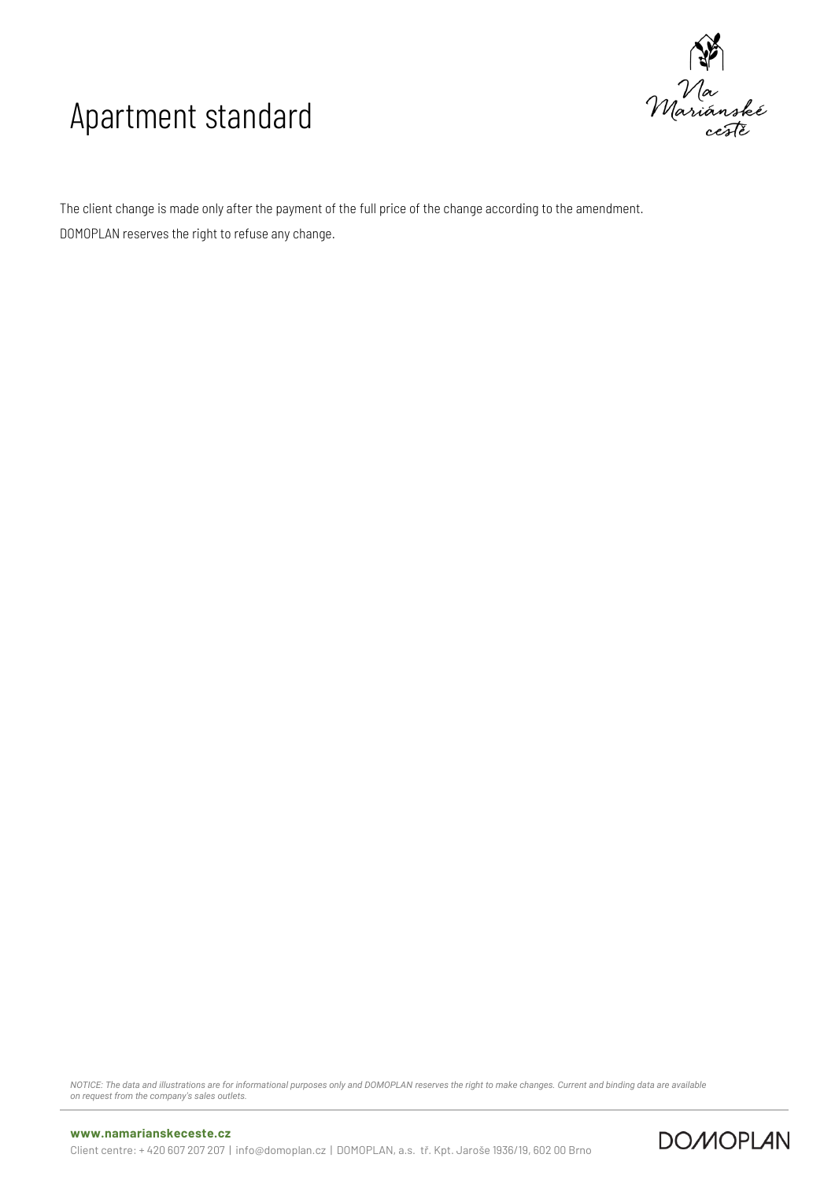# Apartment standard

The client change is made only after the payment of the full price of the change according to the amendment.

DOMOPLAN reserves the right to refuse any change.

*NOTICE: The data and illustrations are for informational purposes only and DOMOPLAN reserves the right to make changes. Current and binding data are available on request from the company's sales outlets.*